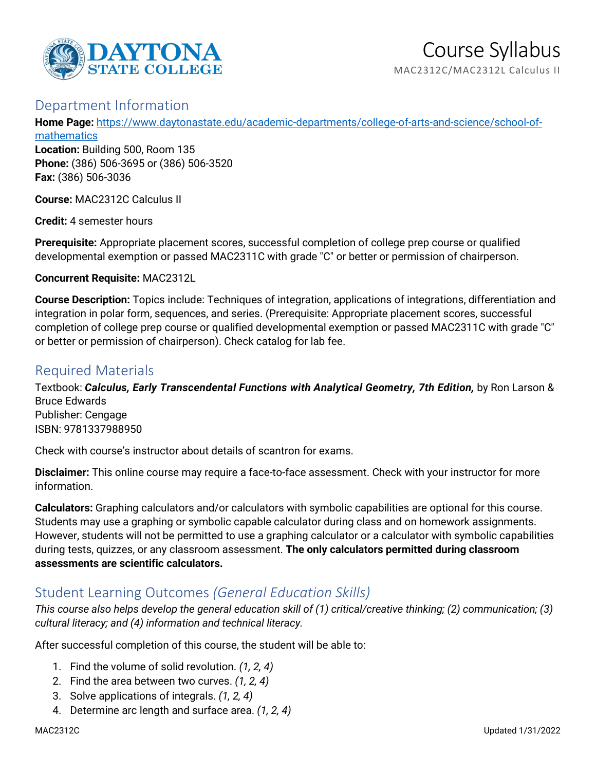# Course Syllabus

MAC2312C/MAC2312L Calculus II

## Department Information

**Home Page:** [https://www.daytonastate.edu/academic-departments/college-of-arts-and-science/school-of-mathematics](https://www.daytonastate.edu/academic-departments/college-of-arts-and-science/school-of-mathematics)
**Location:** Building 500, Room 135
**Phone:** (386) 506-3695 or (386) 506-3520
**Fax:** (386) 506-3036

**Course:** MAC2312C Calculus II

**Credit:** 4 semester hours

**Prerequisite:** Appropriate placement scores, successful completion of college prep course or qualified developmental exemption or passed MAC2311C with grade "C" or better or permission of chairperson.

**Concurrent Requisite:** MAC2312L

**Course Description:** Topics include: Techniques of integration, applications of integrations, differentiation and integration in polar form, sequences, and series. (Prerequisite: Appropriate placement scores, successful completion of college prep course or qualified developmental exemption or passed MAC2311C with grade "C" or better or permission of chairperson). Check catalog for lab fee.

## Required Materials

Textbook: ***Calculus, Early Transcendental Functions with Analytical Geometry, 7th Edition,*** by Ron Larson & Bruce Edwards
Publisher: Cengage
ISBN: 9781337988950

Check with course's instructor about details of scantron for exams.

**Disclaimer:** This online course may require a face-to-face assessment. Check with your instructor for more information.

**Calculators:** Graphing calculators and/or calculators with symbolic capabilities are optional for this course. Students may use a graphing or symbolic capable calculator during class and on homework assignments. However, students will not be permitted to use a graphing calculator or a calculator with symbolic capabilities during tests, quizzes, or any classroom assessment. **The only calculators permitted during classroom assessments are scientific calculators.**

## Student Learning Outcomes *(General Education Skills)*

*This course also helps develop the general education skill of (1) critical/creative thinking; (2) communication; (3) cultural literacy; and (4) information and technical literacy.*

After successful completion of this course, the student will be able to:

1. Find the volume of solid revolution. *(1, 2, 4)*
2. Find the area between two curves. *(1, 2, 4)*
3. Solve applications of integrals. *(1, 2, 4)*
4. Determine arc length and surface area. *(1, 2, 4)*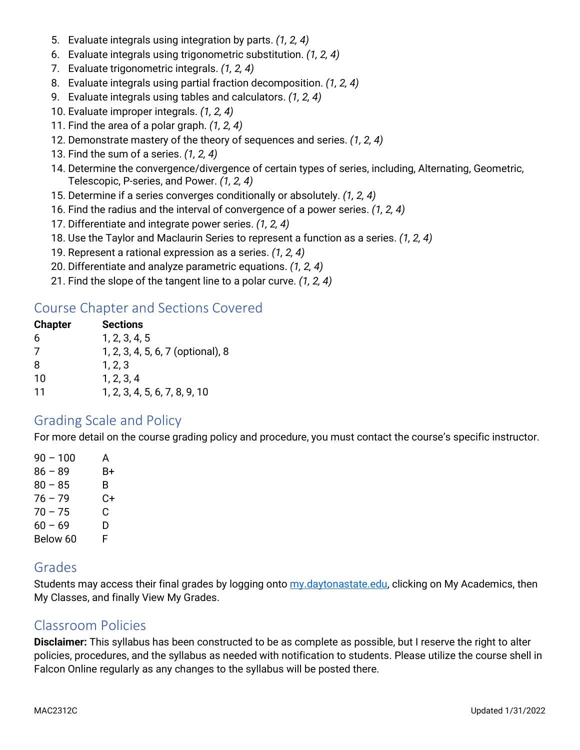5. Evaluate integrals using integration by parts. *(1, 2, 4)*
6. Evaluate integrals using trigonometric substitution. *(1, 2, 4)*
7. Evaluate trigonometric integrals. *(1, 2, 4)*
8. Evaluate integrals using partial fraction decomposition. *(1, 2, 4)*
9. Evaluate integrals using tables and calculators. *(1, 2, 4)*
10. Evaluate improper integrals. *(1, 2, 4)*
11. Find the area of a polar graph. *(1, 2, 4)*
12. Demonstrate mastery of the theory of sequences and series. *(1, 2, 4)*
13. Find the sum of a series. *(1, 2, 4)*
14. Determine the convergence/divergence of certain types of series, including, Alternating, Geometric, Telescopic, P-series, and Power. *(1, 2, 4)*
15. Determine if a series converges conditionally or absolutely. *(1, 2, 4)*
16. Find the radius and the interval of convergence of a power series. *(1, 2, 4)*
17. Differentiate and integrate power series. *(1, 2, 4)*
18. Use the Taylor and Maclaurin Series to represent a function as a series. *(1, 2, 4)*
19. Represent a rational expression as a series. *(1, 2, 4)*
20. Differentiate and analyze parametric equations. *(1, 2, 4)*
21. Find the slope of the tangent line to a polar curve. *(1, 2, 4)*

## Course Chapter and Sections Covered

| Chapter | Sections |
|---|---|
| 6 | 1, 2, 3, 4, 5 |
| 7 | 1, 2, 3, 4, 5, 6, 7 (optional), 8 |
| 8 | 1, 2, 3 |
| 10 | 1, 2, 3, 4 |
| 11 | 1, 2, 3, 4, 5, 6, 7, 8, 9, 10 |

## Grading Scale and Policy

For more detail on the course grading policy and procedure, you must contact the course's specific instructor.

| | |
|---|---|
| 90 – 100 | A |
| 86 – 89 | B+ |
| 80 – 85 | B |
| 76 – 79 | C+ |
| 70 – 75 | C |
| 60 – 69 | D |
| Below 60 | F |

## Grades

Students may access their final grades by logging onto my.daytonastate.edu, clicking on My Academics, then My Classes, and finally View My Grades.

## Classroom Policies

**Disclaimer:** This syllabus has been constructed to be as complete as possible, but I reserve the right to alter policies, procedures, and the syllabus as needed with notification to students. Please utilize the course shell in Falcon Online regularly as any changes to the syllabus will be posted there.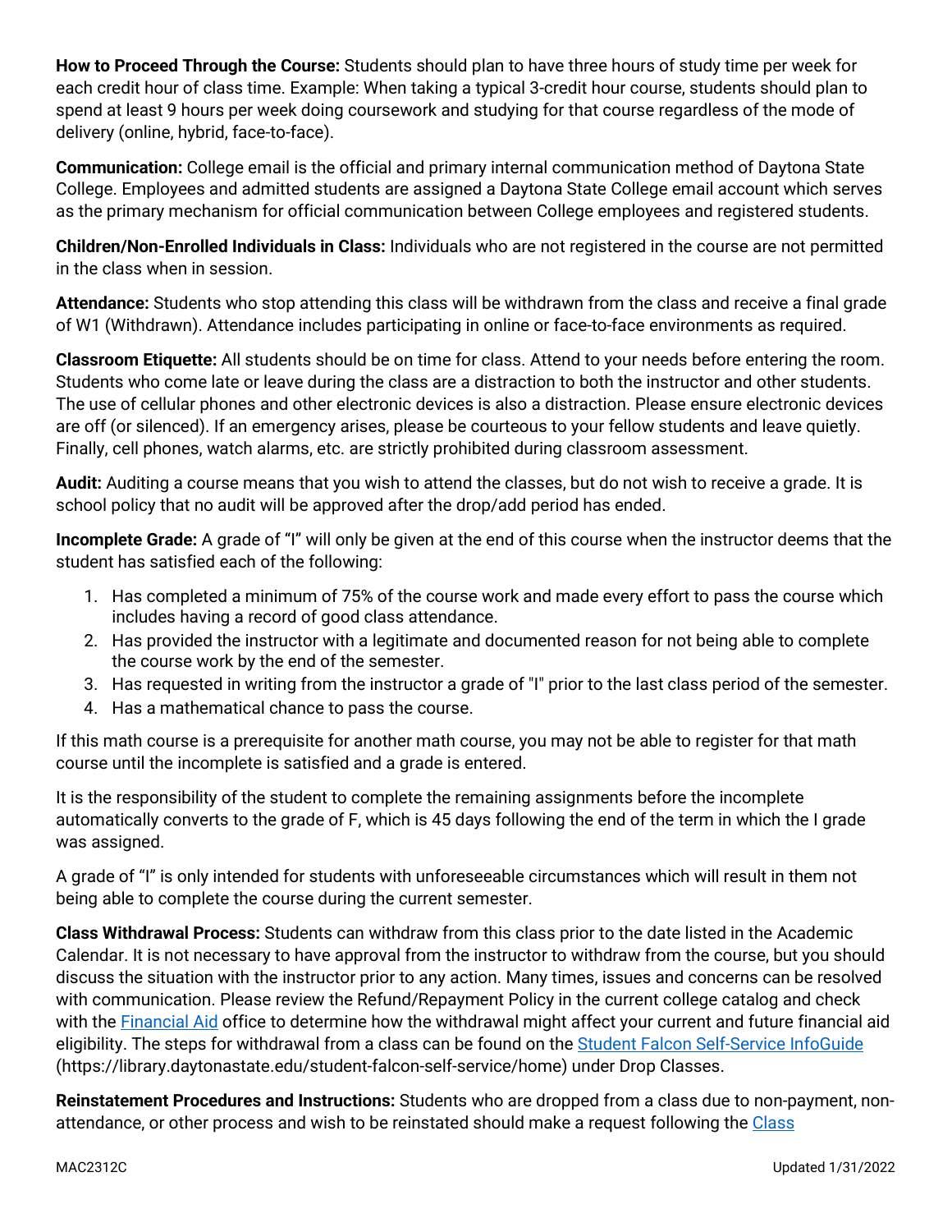**How to Proceed Through the Course:** Students should plan to have three hours of study time per week for each credit hour of class time. Example: When taking a typical 3-credit hour course, students should plan to spend at least 9 hours per week doing coursework and studying for that course regardless of the mode of delivery (online, hybrid, face-to-face).

**Communication:** College email is the official and primary internal communication method of Daytona State College. Employees and admitted students are assigned a Daytona State College email account which serves as the primary mechanism for official communication between College employees and registered students.

**Children/Non-Enrolled Individuals in Class:** Individuals who are not registered in the course are not permitted in the class when in session.

**Attendance:** Students who stop attending this class will be withdrawn from the class and receive a final grade of W1 (Withdrawn). Attendance includes participating in online or face-to-face environments as required.

**Classroom Etiquette:** All students should be on time for class. Attend to your needs before entering the room. Students who come late or leave during the class are a distraction to both the instructor and other students. The use of cellular phones and other electronic devices is also a distraction. Please ensure electronic devices are off (or silenced). If an emergency arises, please be courteous to your fellow students and leave quietly. Finally, cell phones, watch alarms, etc. are strictly prohibited during classroom assessment.

**Audit:** Auditing a course means that you wish to attend the classes, but do not wish to receive a grade. It is school policy that no audit will be approved after the drop/add period has ended.

**Incomplete Grade:** A grade of “I” will only be given at the end of this course when the instructor deems that the student has satisfied each of the following:

1. Has completed a minimum of 75% of the course work and made every effort to pass the course which includes having a record of good class attendance.
2. Has provided the instructor with a legitimate and documented reason for not being able to complete the course work by the end of the semester.
3. Has requested in writing from the instructor a grade of "I" prior to the last class period of the semester.
4. Has a mathematical chance to pass the course.

If this math course is a prerequisite for another math course, you may not be able to register for that math course until the incomplete is satisfied and a grade is entered.

It is the responsibility of the student to complete the remaining assignments before the incomplete automatically converts to the grade of F, which is 45 days following the end of the term in which the I grade was assigned.

A grade of “I” is only intended for students with unforeseeable circumstances which will result in them not being able to complete the course during the current semester.

**Class Withdrawal Process:** Students can withdraw from this class prior to the date listed in the Academic Calendar. It is not necessary to have approval from the instructor to withdraw from the course, but you should discuss the situation with the instructor prior to any action. Many times, issues and concerns can be resolved with communication. Please review the Refund/Repayment Policy in the current college catalog and check with the Financial Aid office to determine how the withdrawal might affect your current and future financial aid eligibility. The steps for withdrawal from a class can be found on the Student Falcon Self-Service InfoGuide (https://library.daytonastate.edu/student-falcon-self-service/home) under Drop Classes.

**Reinstatement Procedures and Instructions:** Students who are dropped from a class due to non-payment, non-attendance, or other process and wish to be reinstated should make a request following the Class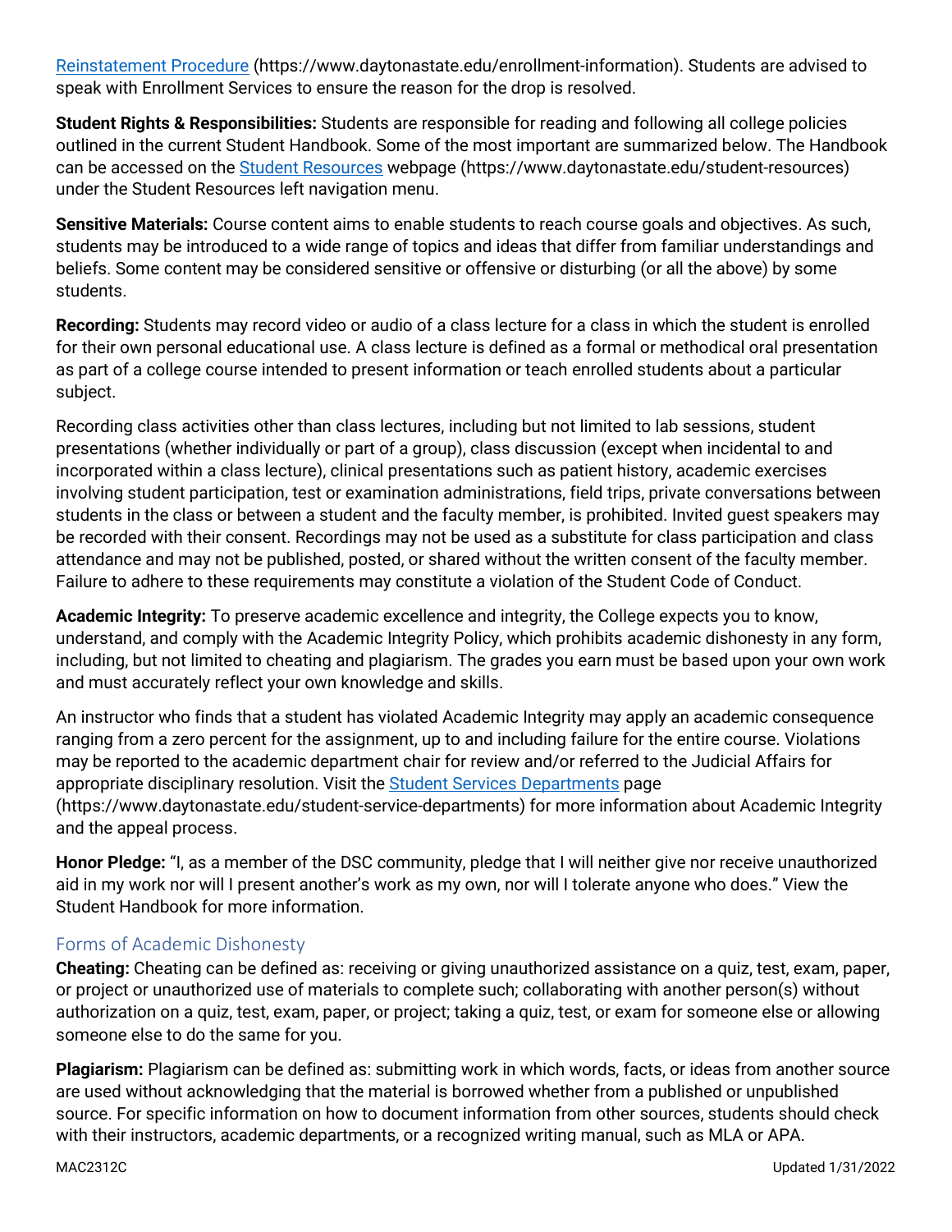[Reinstatement Procedure](https://www.daytonastate.edu/enrollment-information) (https://www.daytonastate.edu/enrollment-information). Students are advised to speak with Enrollment Services to ensure the reason for the drop is resolved.

**Student Rights & Responsibilities:** Students are responsible for reading and following all college policies outlined in the current Student Handbook. Some of the most important are summarized below. The Handbook can be accessed on the [Student Resources](https://www.daytonastate.edu/student-resources) webpage (https://www.daytonastate.edu/student-resources) under the Student Resources left navigation menu.

**Sensitive Materials:** Course content aims to enable students to reach course goals and objectives. As such, students may be introduced to a wide range of topics and ideas that differ from familiar understandings and beliefs. Some content may be considered sensitive or offensive or disturbing (or all the above) by some students.

**Recording:** Students may record video or audio of a class lecture for a class in which the student is enrolled for their own personal educational use. A class lecture is defined as a formal or methodical oral presentation as part of a college course intended to present information or teach enrolled students about a particular subject.

Recording class activities other than class lectures, including but not limited to lab sessions, student presentations (whether individually or part of a group), class discussion (except when incidental to and incorporated within a class lecture), clinical presentations such as patient history, academic exercises involving student participation, test or examination administrations, field trips, private conversations between students in the class or between a student and the faculty member, is prohibited. Invited guest speakers may be recorded with their consent. Recordings may not be used as a substitute for class participation and class attendance and may not be published, posted, or shared without the written consent of the faculty member. Failure to adhere to these requirements may constitute a violation of the Student Code of Conduct.

**Academic Integrity:** To preserve academic excellence and integrity, the College expects you to know, understand, and comply with the Academic Integrity Policy, which prohibits academic dishonesty in any form, including, but not limited to cheating and plagiarism. The grades you earn must be based upon your own work and must accurately reflect your own knowledge and skills.

An instructor who finds that a student has violated Academic Integrity may apply an academic consequence ranging from a zero percent for the assignment, up to and including failure for the entire course. Violations may be reported to the academic department chair for review and/or referred to the Judicial Affairs for appropriate disciplinary resolution. Visit the [Student Services Departments](https://www.daytonastate.edu/student-service-departments) page (https://www.daytonastate.edu/student-service-departments) for more information about Academic Integrity and the appeal process.

**Honor Pledge:** "I, as a member of the DSC community, pledge that I will neither give nor receive unauthorized aid in my work nor will I present another's work as my own, nor will I tolerate anyone who does." View the Student Handbook for more information.

## Forms of Academic Dishonesty

**Cheating:** Cheating can be defined as: receiving or giving unauthorized assistance on a quiz, test, exam, paper, or project or unauthorized use of materials to complete such; collaborating with another person(s) without authorization on a quiz, test, exam, paper, or project; taking a quiz, test, or exam for someone else or allowing someone else to do the same for you.

**Plagiarism:** Plagiarism can be defined as: submitting work in which words, facts, or ideas from another source are used without acknowledging that the material is borrowed whether from a published or unpublished source. For specific information on how to document information from other sources, students should check with their instructors, academic departments, or a recognized writing manual, such as MLA or APA.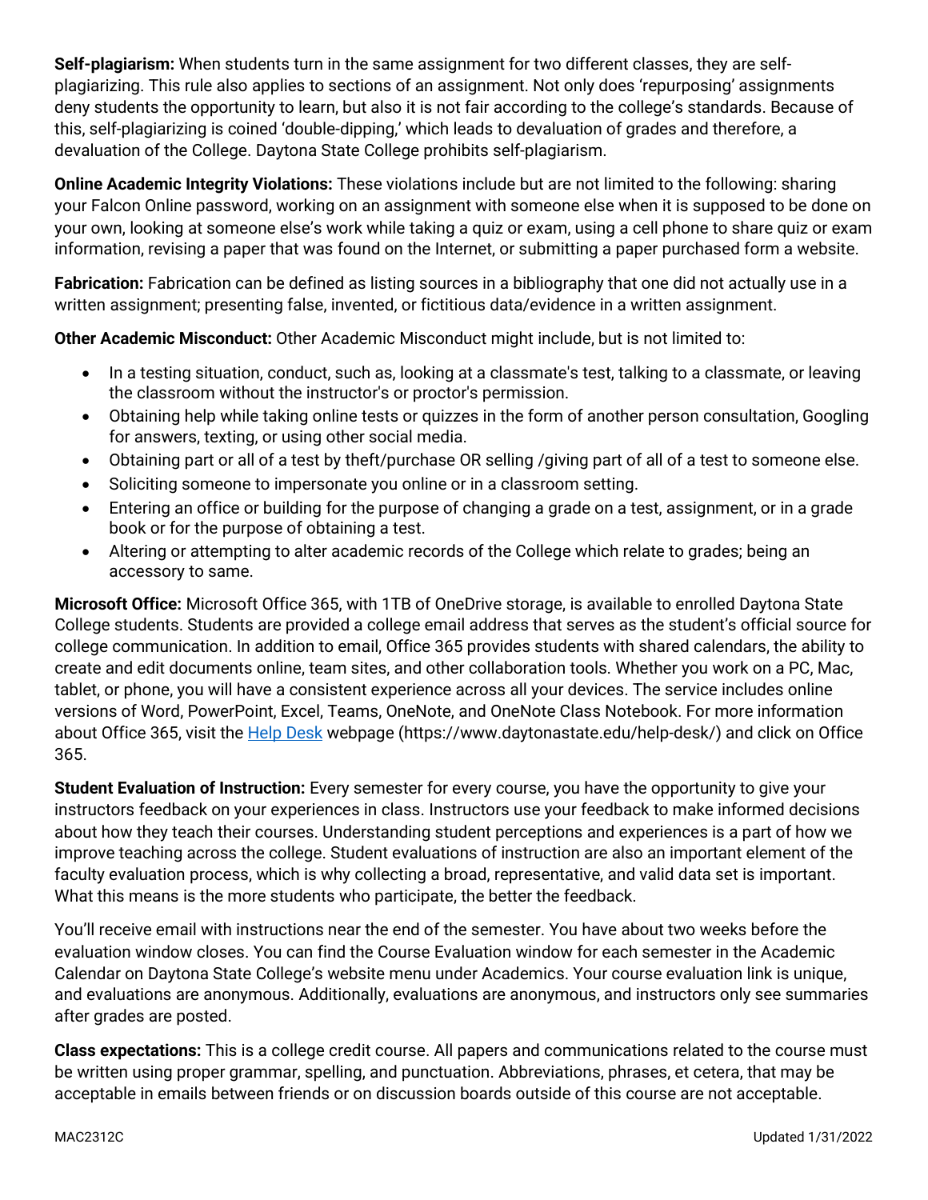**Self-plagiarism:** When students turn in the same assignment for two different classes, they are self-plagiarizing. This rule also applies to sections of an assignment. Not only does 'repurposing' assignments deny students the opportunity to learn, but also it is not fair according to the college's standards. Because of this, self-plagiarizing is coined 'double-dipping,' which leads to devaluation of grades and therefore, a devaluation of the College. Daytona State College prohibits self-plagiarism.

**Online Academic Integrity Violations:** These violations include but are not limited to the following: sharing your Falcon Online password, working on an assignment with someone else when it is supposed to be done on your own, looking at someone else's work while taking a quiz or exam, using a cell phone to share quiz or exam information, revising a paper that was found on the Internet, or submitting a paper purchased form a website.

**Fabrication:** Fabrication can be defined as listing sources in a bibliography that one did not actually use in a written assignment; presenting false, invented, or fictitious data/evidence in a written assignment.

**Other Academic Misconduct:** Other Academic Misconduct might include, but is not limited to:

- In a testing situation, conduct, such as, looking at a classmate's test, talking to a classmate, or leaving the classroom without the instructor's or proctor's permission.
- Obtaining help while taking online tests or quizzes in the form of another person consultation, Googling for answers, texting, or using other social media.
- Obtaining part or all of a test by theft/purchase OR selling /giving part of all of a test to someone else.
- Soliciting someone to impersonate you online or in a classroom setting.
- Entering an office or building for the purpose of changing a grade on a test, assignment, or in a grade book or for the purpose of obtaining a test.
- Altering or attempting to alter academic records of the College which relate to grades; being an accessory to same.

**Microsoft Office:** Microsoft Office 365, with 1TB of OneDrive storage, is available to enrolled Daytona State College students. Students are provided a college email address that serves as the student's official source for college communication. In addition to email, Office 365 provides students with shared calendars, the ability to create and edit documents online, team sites, and other collaboration tools. Whether you work on a PC, Mac, tablet, or phone, you will have a consistent experience across all your devices. The service includes online versions of Word, PowerPoint, Excel, Teams, OneNote, and OneNote Class Notebook. For more information about Office 365, visit the [Help Desk](https://www.daytonastate.edu/help-desk/) webpage (https://www.daytonastate.edu/help-desk/) and click on Office 365.

**Student Evaluation of Instruction:** Every semester for every course, you have the opportunity to give your instructors feedback on your experiences in class. Instructors use your feedback to make informed decisions about how they teach their courses. Understanding student perceptions and experiences is a part of how we improve teaching across the college. Student evaluations of instruction are also an important element of the faculty evaluation process, which is why collecting a broad, representative, and valid data set is important. What this means is the more students who participate, the better the feedback.

You'll receive email with instructions near the end of the semester. You have about two weeks before the evaluation window closes. You can find the Course Evaluation window for each semester in the Academic Calendar on Daytona State College's website menu under Academics. Your course evaluation link is unique, and evaluations are anonymous. Additionally, evaluations are anonymous, and instructors only see summaries after grades are posted.

**Class expectations:** This is a college credit course. All papers and communications related to the course must be written using proper grammar, spelling, and punctuation. Abbreviations, phrases, et cetera, that may be acceptable in emails between friends or on discussion boards outside of this course are not acceptable.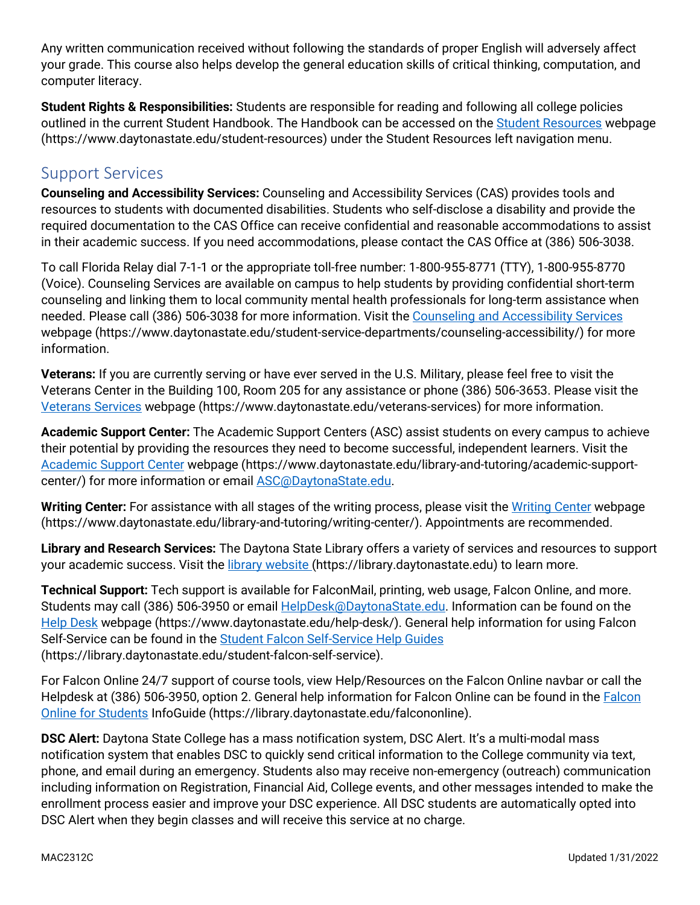Any written communication received without following the standards of proper English will adversely affect your grade. This course also helps develop the general education skills of critical thinking, computation, and computer literacy.

**Student Rights & Responsibilities:** Students are responsible for reading and following all college policies outlined in the current Student Handbook. The Handbook can be accessed on the [Student Resources](https://www.daytonastate.edu/student-resources) webpage (https://www.daytonastate.edu/student-resources) under the Student Resources left navigation menu.

## Support Services

**Counseling and Accessibility Services:** Counseling and Accessibility Services (CAS) provides tools and resources to students with documented disabilities. Students who self-disclose a disability and provide the required documentation to the CAS Office can receive confidential and reasonable accommodations to assist in their academic success. If you need accommodations, please contact the CAS Office at (386) 506-3038.

To call Florida Relay dial 7-1-1 or the appropriate toll-free number: 1-800-955-8771 (TTY), 1-800-955-8770 (Voice). Counseling Services are available on campus to help students by providing confidential short-term counseling and linking them to local community mental health professionals for long-term assistance when needed. Please call (386) 506-3038 for more information. Visit the [Counseling and Accessibility Services](https://www.daytonastate.edu/student-service-departments/counseling-accessibility/) webpage (https://www.daytonastate.edu/student-service-departments/counseling-accessibility/) for more information.

**Veterans:** If you are currently serving or have ever served in the U.S. Military, please feel free to visit the Veterans Center in the Building 100, Room 205 for any assistance or phone (386) 506-3653. Please visit the [Veterans Services](https://www.daytonastate.edu/veterans-services) webpage (https://www.daytonastate.edu/veterans-services) for more information.

**Academic Support Center:** The Academic Support Centers (ASC) assist students on every campus to achieve their potential by providing the resources they need to become successful, independent learners. Visit the [Academic Support Center](https://www.daytonastate.edu/library-and-tutoring/academic-support-center/) webpage (https://www.daytonastate.edu/library-and-tutoring/academic-support-center/) for more information or email [ASC@DaytonaState.edu](mailto:ASC@DaytonaState.edu).

**Writing Center:** For assistance with all stages of the writing process, please visit the [Writing Center](https://www.daytonastate.edu/library-and-tutoring/writing-center/) webpage (https://www.daytonastate.edu/library-and-tutoring/writing-center/). Appointments are recommended.

**Library and Research Services:** The Daytona State Library offers a variety of services and resources to support your academic success. Visit the [library website](https://library.daytonastate.edu) (https://library.daytonastate.edu) to learn more.

**Technical Support:** Tech support is available for FalconMail, printing, web usage, Falcon Online, and more. Students may call (386) 506-3950 or email [HelpDesk@DaytonaState.edu](mailto:HelpDesk@DaytonaState.edu). Information can be found on the [Help Desk](https://www.daytonastate.edu/help-desk/) webpage (https://www.daytonastate.edu/help-desk/). General help information for using Falcon Self-Service can be found in the [Student Falcon Self-Service Help Guides](https://library.daytonastate.edu/student-falcon-self-service) (https://library.daytonastate.edu/student-falcon-self-service).

For Falcon Online 24/7 support of course tools, view Help/Resources on the Falcon Online navbar or call the Helpdesk at (386) 506-3950, option 2. General help information for Falcon Online can be found in the [Falcon Online for Students](https://library.daytonastate.edu/falcononline) InfoGuide (https://library.daytonastate.edu/falcononline).

**DSC Alert:** Daytona State College has a mass notification system, DSC Alert. It's a multi-modal mass notification system that enables DSC to quickly send critical information to the College community via text, phone, and email during an emergency. Students also may receive non-emergency (outreach) communication including information on Registration, Financial Aid, College events, and other messages intended to make the enrollment process easier and improve your DSC experience. All DSC students are automatically opted into DSC Alert when they begin classes and will receive this service at no charge.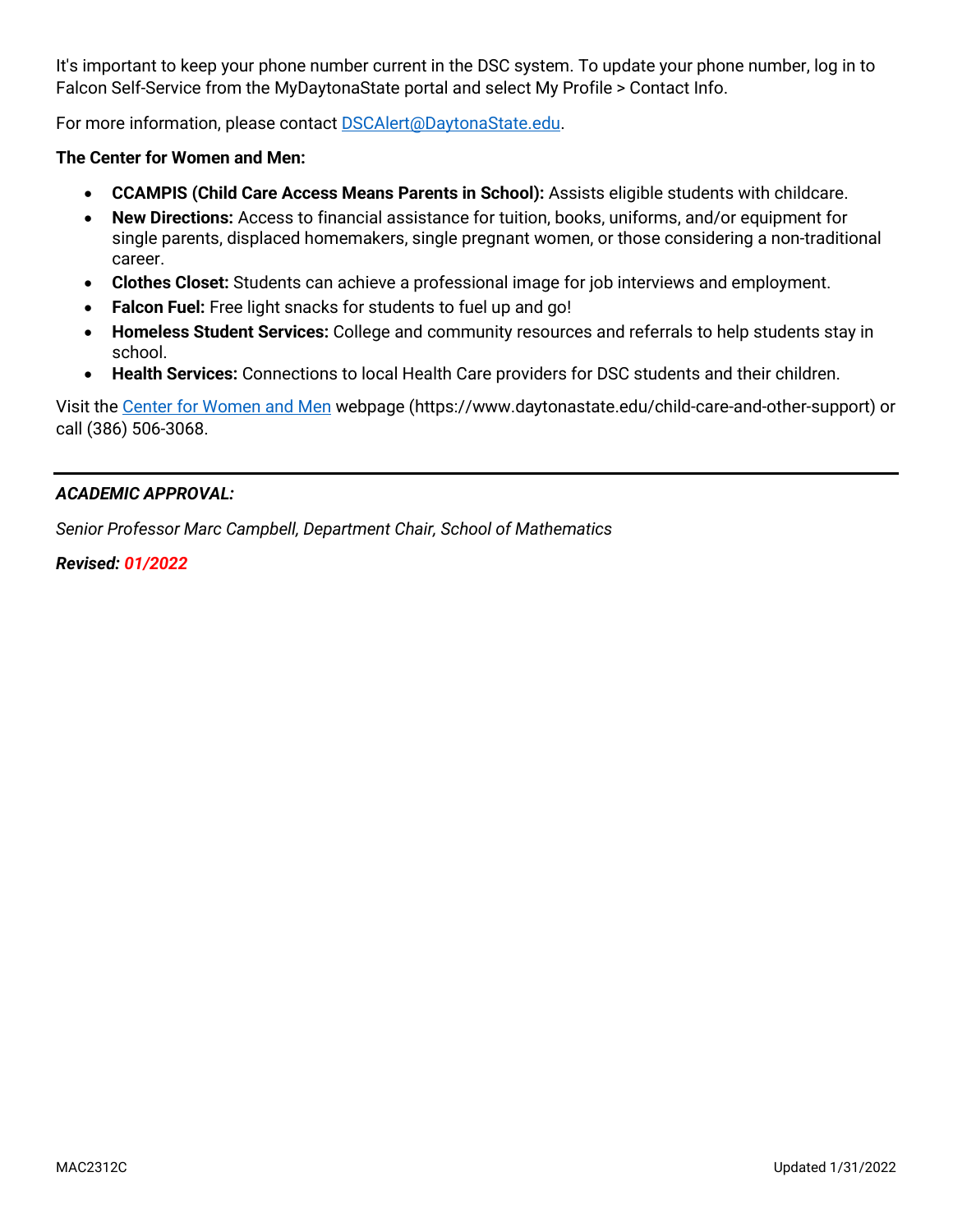It's important to keep your phone number current in the DSC system. To update your phone number, log in to Falcon Self-Service from the MyDaytonaState portal and select My Profile > Contact Info.

For more information, please contact [DSCAlert@DaytonaState.edu](mailto:DSCAlert@DaytonaState.edu).

**The Center for Women and Men:**

- **CCAMPIS (Child Care Access Means Parents in School):** Assists eligible students with childcare.
- **New Directions:** Access to financial assistance for tuition, books, uniforms, and/or equipment for single parents, displaced homemakers, single pregnant women, or those considering a non-traditional career.
- **Clothes Closet:** Students can achieve a professional image for job interviews and employment.
- **Falcon Fuel:** Free light snacks for students to fuel up and go!
- **Homeless Student Services:** College and community resources and referrals to help students stay in school.
- **Health Services:** Connections to local Health Care providers for DSC students and their children.

Visit the [Center for Women and Men](https://www.daytonastate.edu/child-care-and-other-support) webpage (https://www.daytonastate.edu/child-care-and-other-support) or call (386) 506-3068.

---

***ACADEMIC APPROVAL:***

*Senior Professor Marc Campbell, Department Chair, School of Mathematics*

***Revised: 01/2022***

MAC2312C Updated 1/31/2022